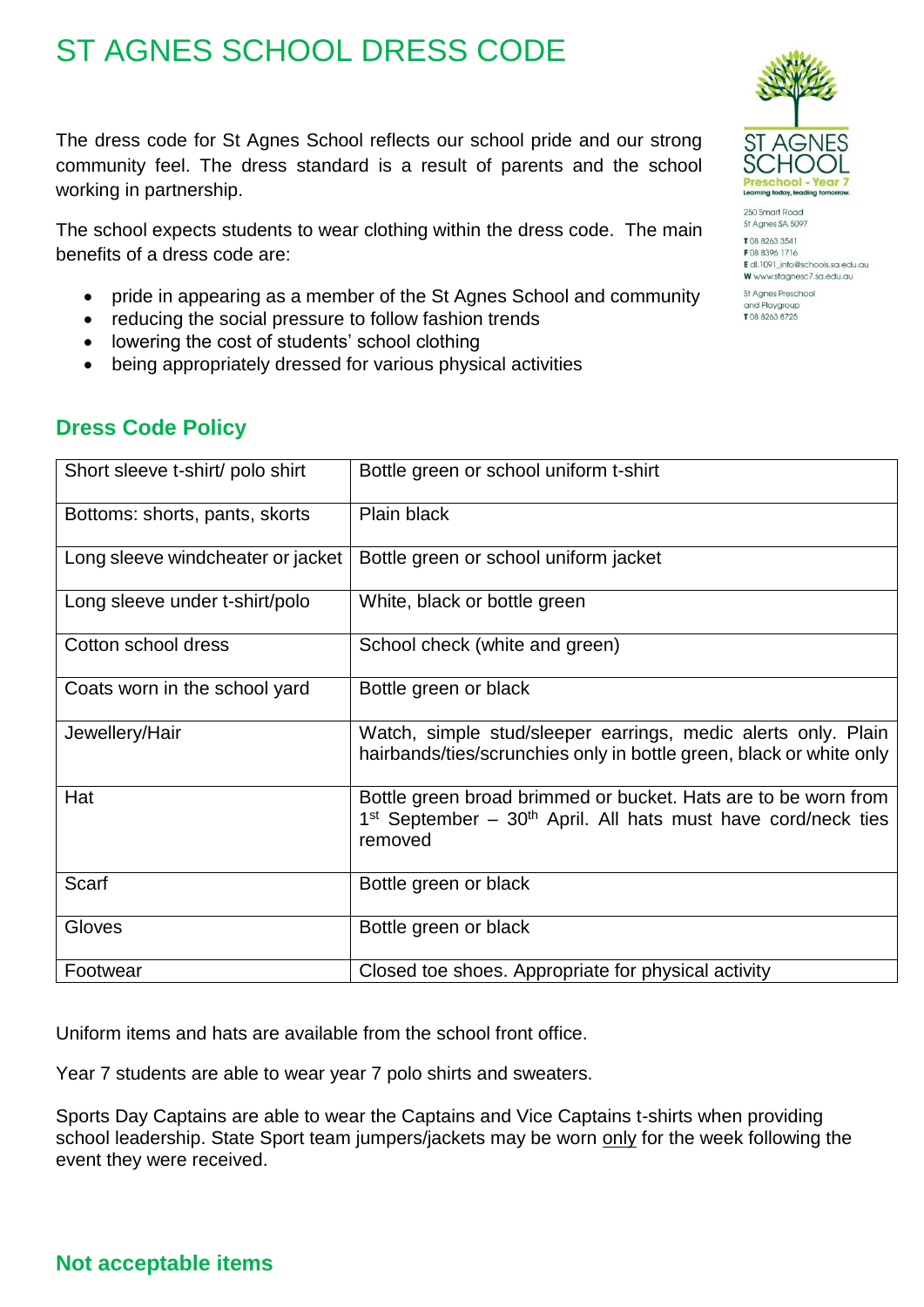# ST AGNES SCHOOL DRESS CODE

ST AGNES SCHOOL
Preschool - Year 7
Learning today, leading tomorrow.

250 Smart Road
St Agnes SA 5097
T 08 8263 3541
F 08 8396 1716
E dl.1091_info@schools.sa.edu.au
W www.stagnesc7.sa.edu.au

St Agnes Preschool
and Playgroup
T 08 8263 8725

The dress code for St Agnes School reflects our school pride and our strong community feel. The dress standard is a result of parents and the school working in partnership.

The school expects students to wear clothing within the dress code. The main benefits of a dress code are:

- pride in appearing as a member of the St Agnes School and community
- reducing the social pressure to follow fashion trends
- lowering the cost of students' school clothing
- being appropriately dressed for various physical activities

## Dress Code Policy

| Item | Requirement |
|---|---|
| Short sleeve t-shirt/ polo shirt | Bottle green or school uniform t-shirt |
| Bottoms: shorts, pants, skorts | Plain black |
| Long sleeve windcheater or jacket | Bottle green or school uniform jacket |
| Long sleeve under t-shirt/polo | White, black or bottle green |
| Cotton school dress | School check (white and green) |
| Coats worn in the school yard | Bottle green or black |
| Jewellery/Hair | Watch, simple stud/sleeper earrings, medic alerts only. Plain hairbands/ties/scrunchies only in bottle green, black or white only |
| Hat | Bottle green broad brimmed or bucket. Hats are to be worn from 1st September – 30th April. All hats must have cord/neck ties removed |
| Scarf | Bottle green or black |
| Gloves | Bottle green or black |
| Footwear | Closed toe shoes. Appropriate for physical activity |

Uniform items and hats are available from the school front office.

Year 7 students are able to wear year 7 polo shirts and sweaters.

Sports Day Captains are able to wear the Captains and Vice Captains t-shirts when providing school leadership. State Sport team jumpers/jackets may be worn only for the week following the event they were received.

## Not acceptable items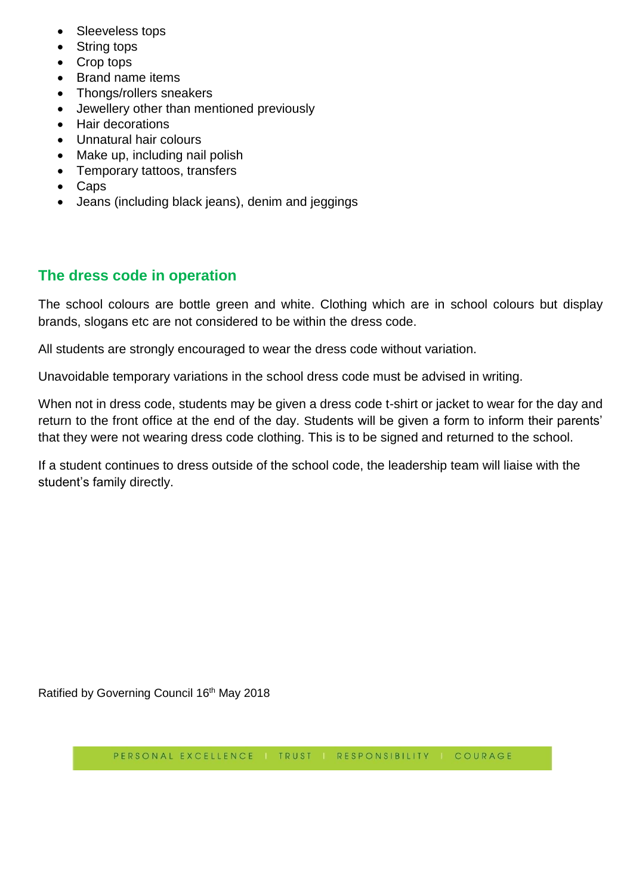- Sleeveless tops
- String tops
- Crop tops
- Brand name items
- Thongs/rollers sneakers
- Jewellery other than mentioned previously
- Hair decorations
- Unnatural hair colours
- Make up, including nail polish
- Temporary tattoos, transfers
- Caps
- Jeans (including black jeans), denim and jeggings

## The dress code in operation

The school colours are bottle green and white. Clothing which are in school colours but display brands, slogans etc are not considered to be within the dress code.

All students are strongly encouraged to wear the dress code without variation.

Unavoidable temporary variations in the school dress code must be advised in writing.

When not in dress code, students may be given a dress code t-shirt or jacket to wear for the day and return to the front office at the end of the day. Students will be given a form to inform their parents' that they were not wearing dress code clothing. This is to be signed and returned to the school.

If a student continues to dress outside of the school code, the leadership team will liaise with the student's family directly.

Ratified by Governing Council 16th May 2018